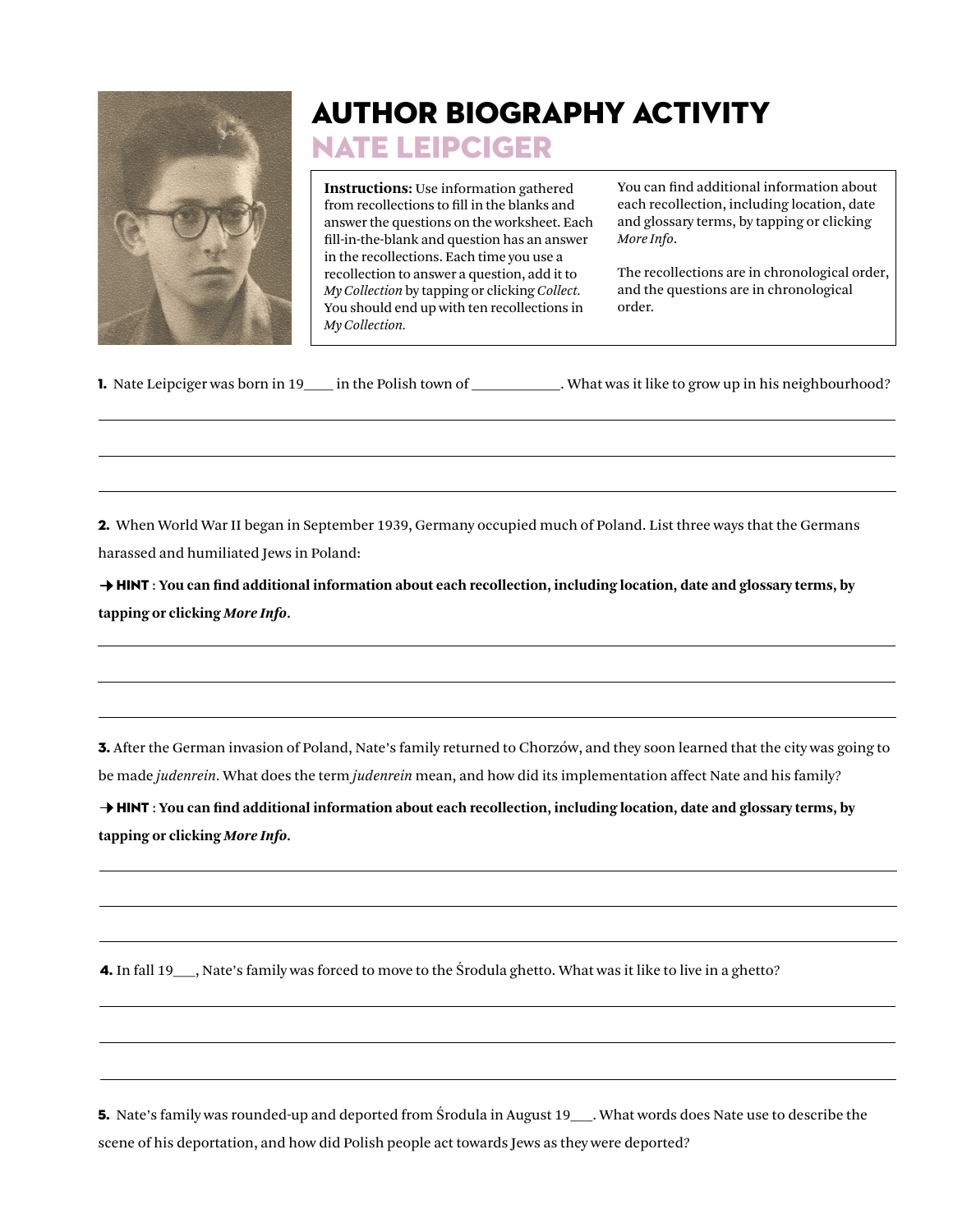# AUTHOR BIOGRAPHY ACTIVITY

## NATE LEIPCIGER

**Instructions:** Use information gathered from recollections to fill in the blanks and answer the questions on the worksheet. Each fill-in-the-blank and question has an answer in the recollections. Each time you use a recollection to answer a question, add it to *My Collection* by tapping or clicking *Collect*. You should end up with ten recollections in *My Collection.*

You can find additional information about each recollection, including location, date and glossary terms, by tapping or clicking *More Info*.

The recollections are in chronological order, and the questions are in chronological order.

**1.** Nate Leipciger was born in 19____ in the Polish town of ____________. What was it like to grow up in his neighbourhood?

______________________________________________

______________________________________________

______________________________________________

**2.** When World War II began in September 1939, Germany occupied much of Poland. List three ways that the Germans harassed and humiliated Jews in Poland:

→ **HINT** : **You can find additional information about each recollection, including location, date and glossary terms, by tapping or clicking *More Info*.**

______________________________________________

______________________________________________

______________________________________________

**3.** After the German invasion of Poland, Nate's family returned to Chorzów, and they soon learned that the city was going to be made *judenrein*. What does the term *judenrein* mean, and how did its implementation affect Nate and his family?

→ **HINT** : **You can find additional information about each recollection, including location, date and glossary terms, by tapping or clicking *More Info*.**

______________________________________________

______________________________________________

______________________________________________

**4.** In fall 19___, Nate's family was forced to move to the Środula ghetto. What was it like to live in a ghetto?

______________________________________________

______________________________________________

______________________________________________

**5.** Nate's family was rounded-up and deported from Środula in August 19___. What words does Nate use to describe the scene of his deportation, and how did Polish people act towards Jews as they were deported?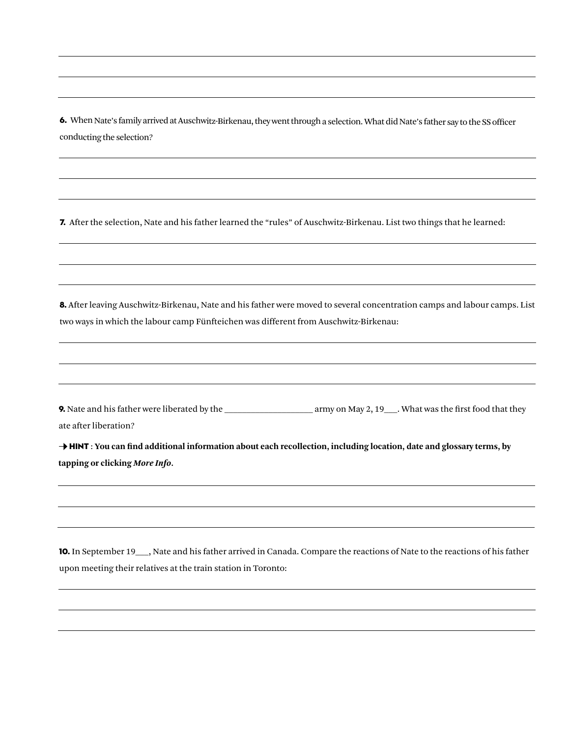**6.** When Nate's family arrived at Auschwitz-Birkenau, they went through a selection. What did Nate's father say to the SS officer conducting the selection?

**7.** After the selection, Nate and his father learned the "rules" of Auschwitz-Birkenau. List two things that he learned:

**8.** After leaving Auschwitz-Birkenau, Nate and his father were moved to several concentration camps and labour camps. List two ways in which the labour camp Fünfteichen was different from Auschwitz-Birkenau:

**9.** Nate and his father were liberated by the ____________________ army on May 2, 19___. What was the first food that they ate after liberation?

→ **HINT** : **You can find additional information about each recollection, including location, date and glossary terms, by tapping or clicking *More Info*.**

**10.** In September 19___, Nate and his father arrived in Canada. Compare the reactions of Nate to the reactions of his father upon meeting their relatives at the train station in Toronto: